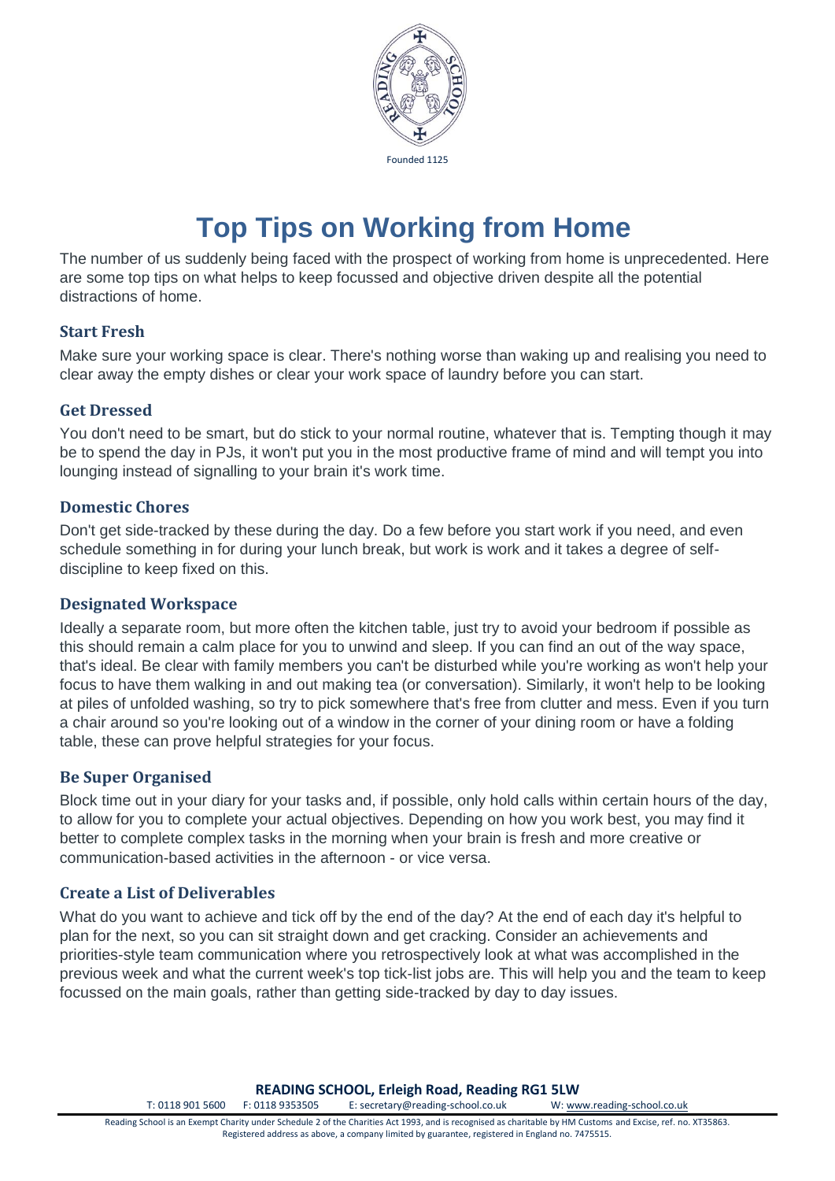Founded 1125

# Top Tips on Working from Home

The number of us suddenly being faced with the prospect of working from home is unprecedented. Here are some top tips on what helps to keep focussed and objective driven despite all the potential distractions of home.

### Start Fresh

Make sure your working space is clear. There's nothing worse than waking up and realising you need to clear away the empty dishes or clear your work space of laundry before you can start.

### Get Dressed

You don't need to be smart, but do stick to your normal routine, whatever that is. Tempting though it may be to spend the day in PJs, it won't put you in the most productive frame of mind and will tempt you into lounging instead of signalling to your brain it's work time.

### Domestic Chores

Don't get side-tracked by these during the day. Do a few before you start work if you need, and even schedule something in for during your lunch break, but work is work and it takes a degree of self-discipline to keep fixed on this.

### Designated Workspace

Ideally a separate room, but more often the kitchen table, just try to avoid your bedroom if possible as this should remain a calm place for you to unwind and sleep. If you can find an out of the way space, that's ideal. Be clear with family members you can't be disturbed while you're working as won't help your focus to have them walking in and out making tea (or conversation). Similarly, it won't help to be looking at piles of unfolded washing, so try to pick somewhere that's free from clutter and mess. Even if you turn a chair around so you're looking out of a window in the corner of your dining room or have a folding table, these can prove helpful strategies for your focus.

### Be Super Organised

Block time out in your diary for your tasks and, if possible, only hold calls within certain hours of the day, to allow for you to complete your actual objectives. Depending on how you work best, you may find it better to complete complex tasks in the morning when your brain is fresh and more creative or communication-based activities in the afternoon - or vice versa.

### Create a List of Deliverables

What do you want to achieve and tick off by the end of the day? At the end of each day it's helpful to plan for the next, so you can sit straight down and get cracking. Consider an achievements and priorities-style team communication where you retrospectively look at what was accomplished in the previous week and what the current week's top tick-list jobs are. This will help you and the team to keep focussed on the main goals, rather than getting side-tracked by day to day issues.

**READING SCHOOL, Erleigh Road, Reading RG1 5LW**

T: 0118 901 5600 F: 0118 9353505 E: secretary@reading-school.co.uk W: www.reading-school.co.uk

Reading School is an Exempt Charity under Schedule 2 of the Charities Act 1993, and is recognised as charitable by HM Customs and Excise, ref. no. XT35863. Registered address as above, a company limited by guarantee, registered in England no. 7475515.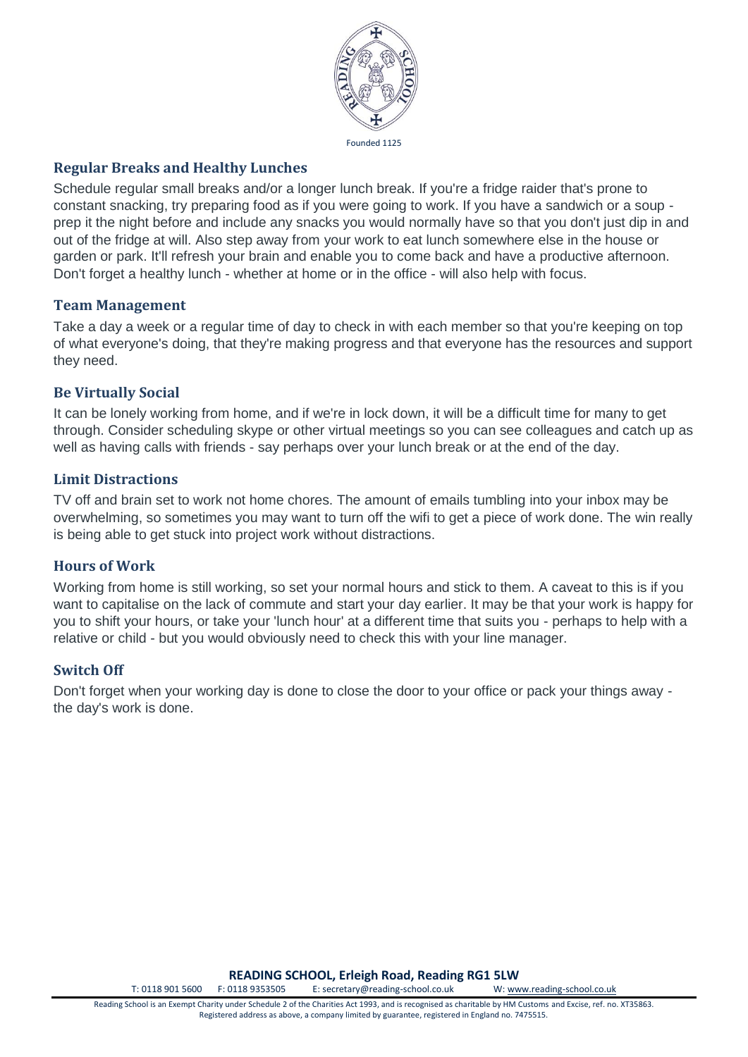## Regular Breaks and Healthy Lunches

Schedule regular small breaks and/or a longer lunch break. If you're a fridge raider that's prone to constant snacking, try preparing food as if you were going to work. If you have a sandwich or a soup - prep it the night before and include any snacks you would normally have so that you don't just dip in and out of the fridge at will. Also step away from your work to eat lunch somewhere else in the house or garden or park. It'll refresh your brain and enable you to come back and have a productive afternoon. Don't forget a healthy lunch - whether at home or in the office - will also help with focus.

## Team Management

Take a day a week or a regular time of day to check in with each member so that you're keeping on top of what everyone's doing, that they're making progress and that everyone has the resources and support they need.

## Be Virtually Social

It can be lonely working from home, and if we're in lock down, it will be a difficult time for many to get through. Consider scheduling skype or other virtual meetings so you can see colleagues and catch up as well as having calls with friends - say perhaps over your lunch break or at the end of the day.

## Limit Distractions

TV off and brain set to work not home chores. The amount of emails tumbling into your inbox may be overwhelming, so sometimes you may want to turn off the wifi to get a piece of work done. The win really is being able to get stuck into project work without distractions.

## Hours of Work

Working from home is still working, so set your normal hours and stick to them. A caveat to this is if you want to capitalise on the lack of commute and start your day earlier. It may be that your work is happy for you to shift your hours, or take your 'lunch hour' at a different time that suits you - perhaps to help with a relative or child - but you would obviously need to check this with your line manager.

## Switch Off

Don't forget when your working day is done to close the door to your office or pack your things away - the day's work is done.